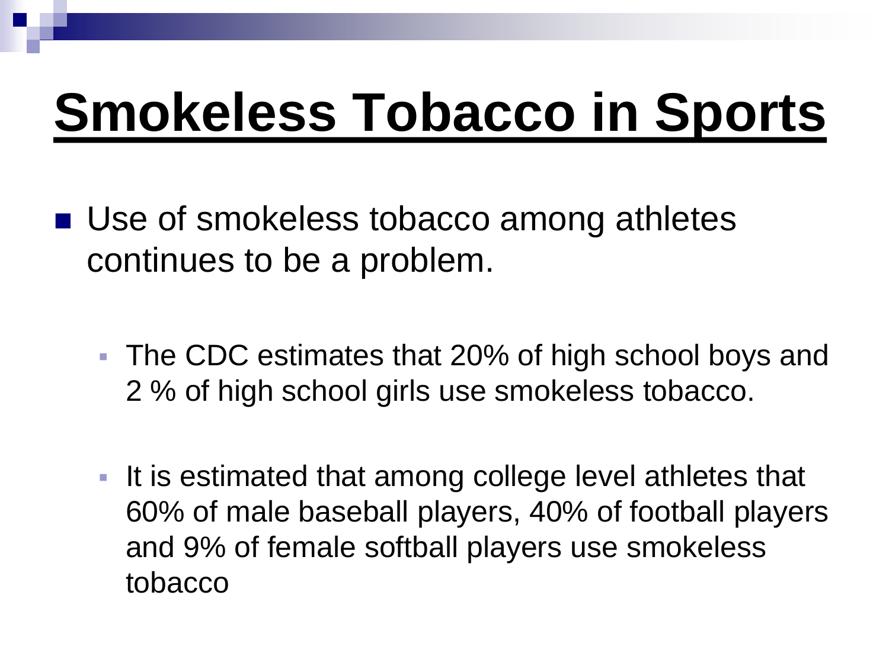# Smokeless Tobacco in Sports

- Use of smokeless tobacco among athletes continues to be a problem.
  - The CDC estimates that 20% of high school boys and 2 % of high school girls use smokeless tobacco.
  - It is estimated that among college level athletes that 60% of male baseball players, 40% of football players and 9% of female softball players use smokeless tobacco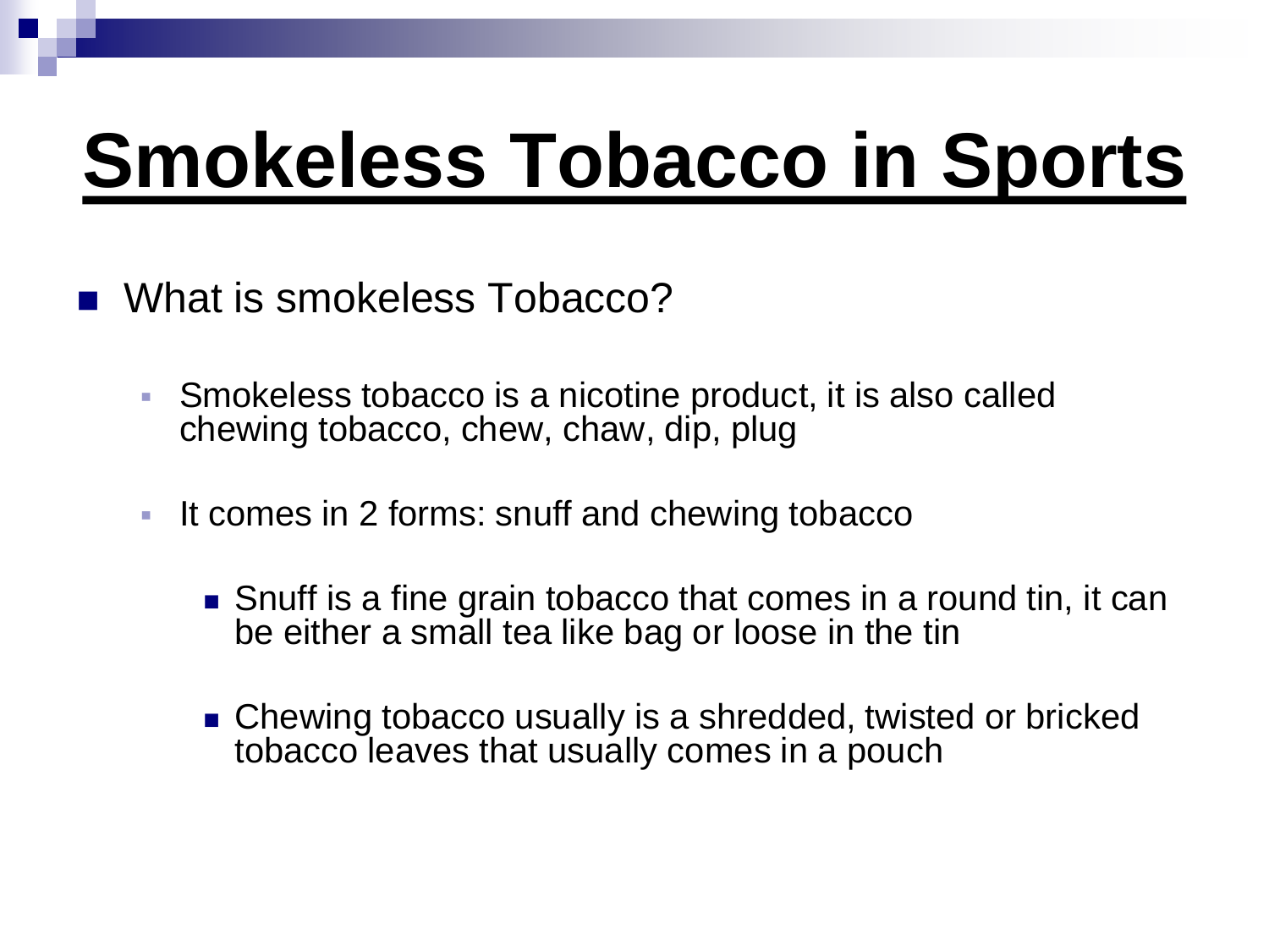# Smokeless Tobacco in Sports

- What is smokeless Tobacco?
  - Smokeless tobacco is a nicotine product, it is also called chewing tobacco, chew, chaw, dip, plug
  - It comes in 2 forms: snuff and chewing tobacco
    - Snuff is a fine grain tobacco that comes in a round tin, it can be either a small tea like bag or loose in the tin
    - Chewing tobacco usually is a shredded, twisted or bricked tobacco leaves that usually comes in a pouch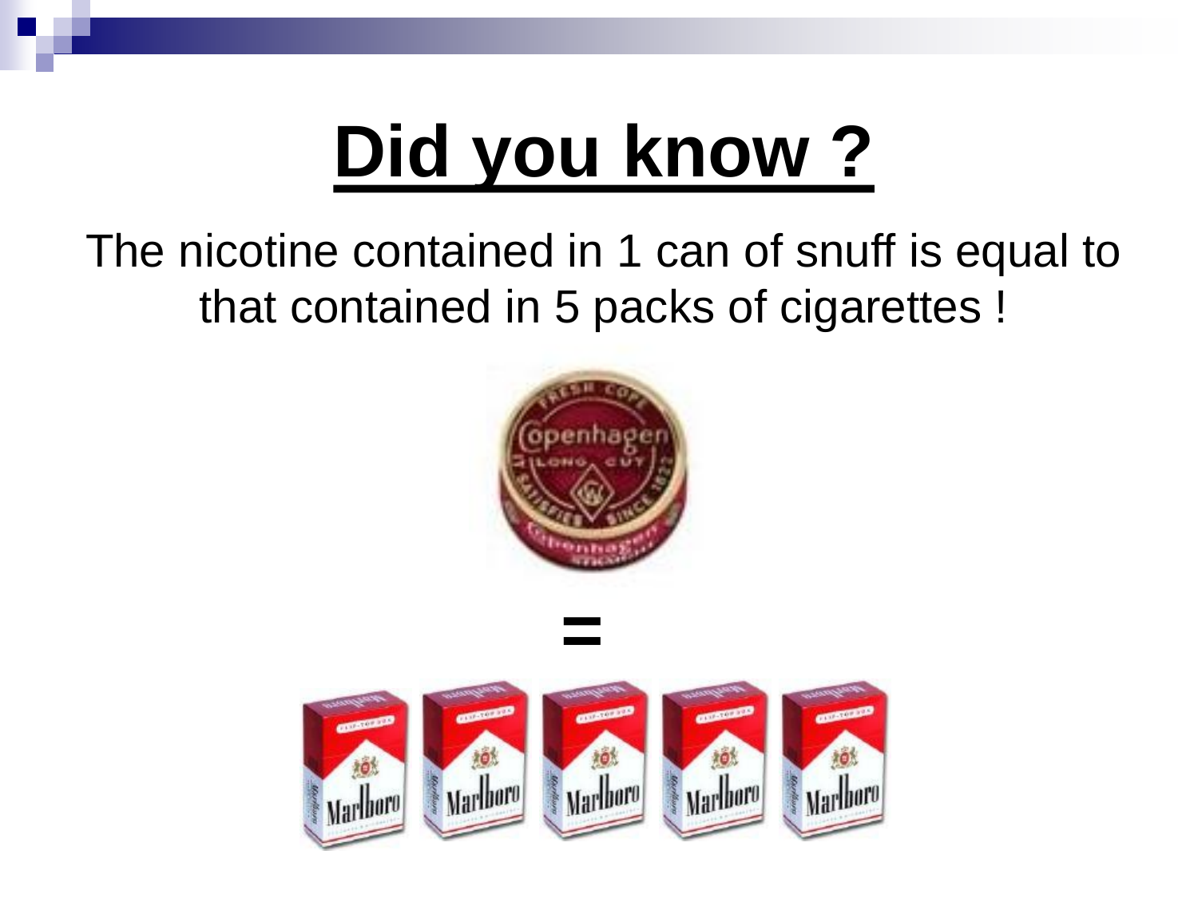# Did you know ?

The nicotine contained in 1 can of snuff is equal to that contained in 5 packs of cigarettes !

=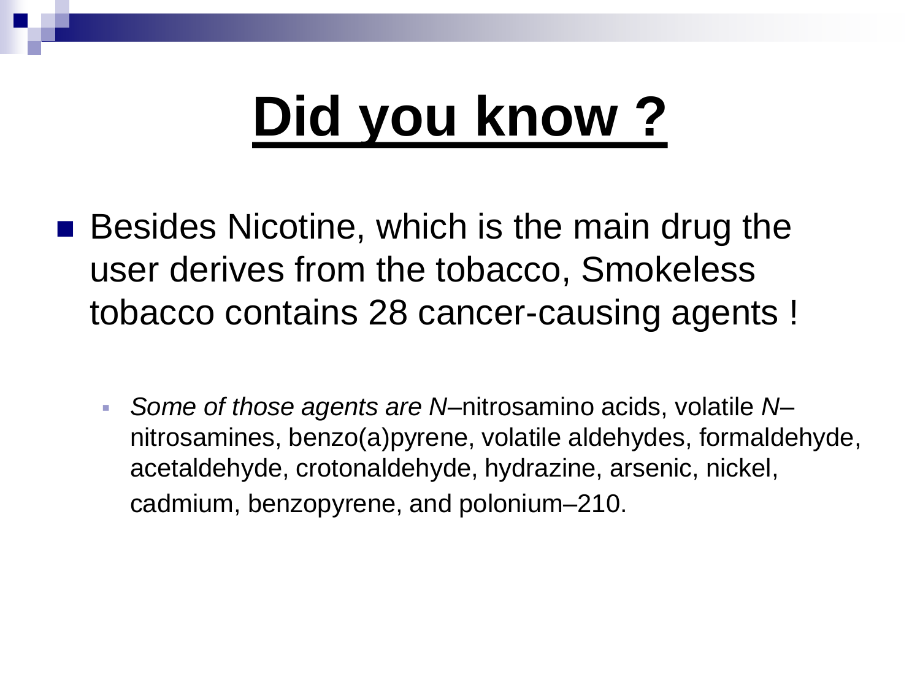# Did you know ?

- Besides Nicotine, which is the main drug the user derives from the tobacco, Smokeless tobacco contains 28 cancer-causing agents !
  - *Some of those agents are N*–nitrosamino acids, volatile *N*–nitrosamines, benzo(a)pyrene, volatile aldehydes, formaldehyde, acetaldehyde, crotonaldehyde, hydrazine, arsenic, nickel, cadmium, benzopyrene, and polonium–210.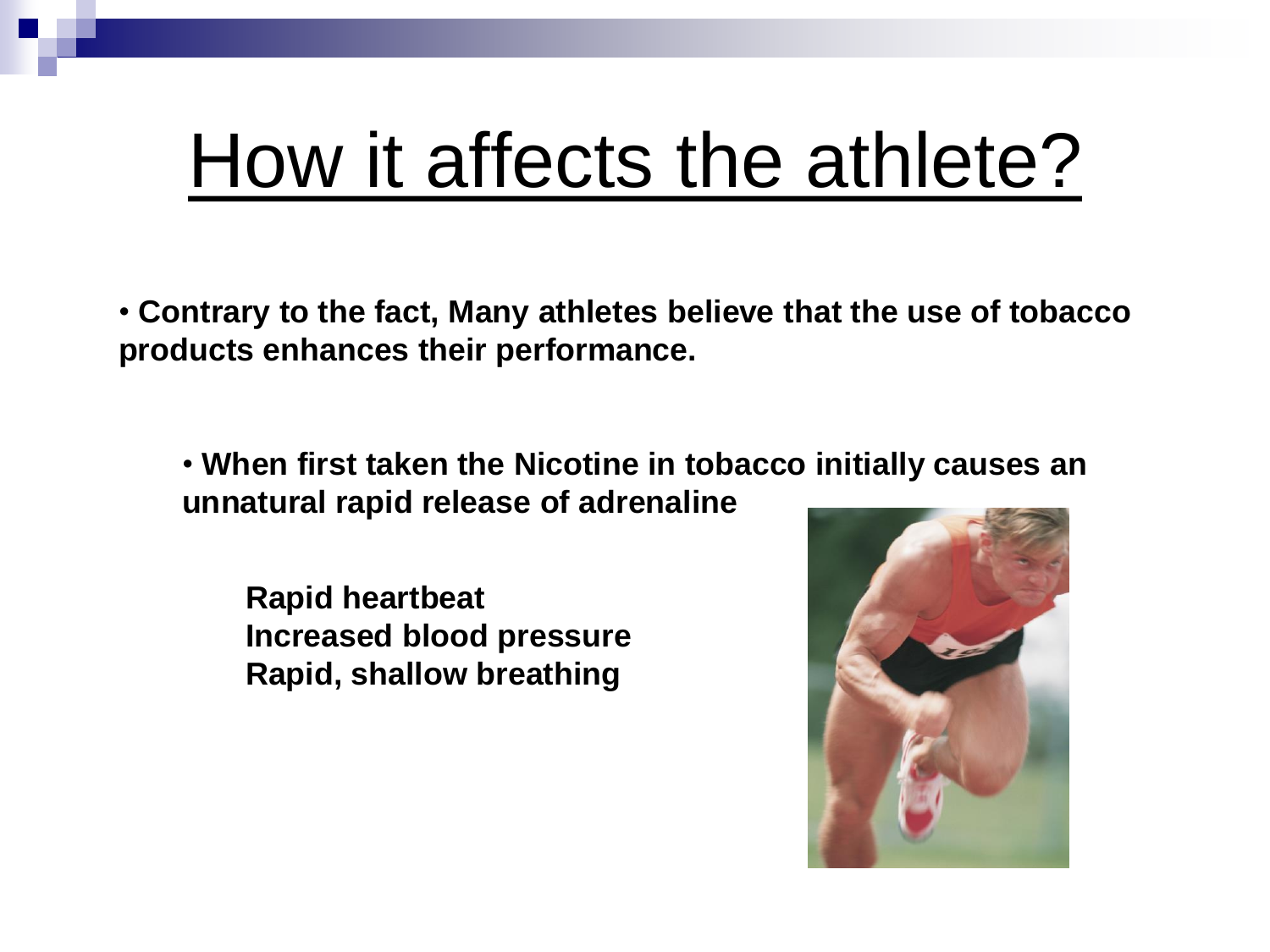# How it affects the athlete?

- **Contrary to the fact, Many athletes believe that the use of tobacco products enhances their performance.**

  - **When first taken the Nicotine in tobacco initially causes an unnatural rapid release of adrenaline**

    **Rapid heartbeat**
    **Increased blood pressure**
    **Rapid, shallow breathing**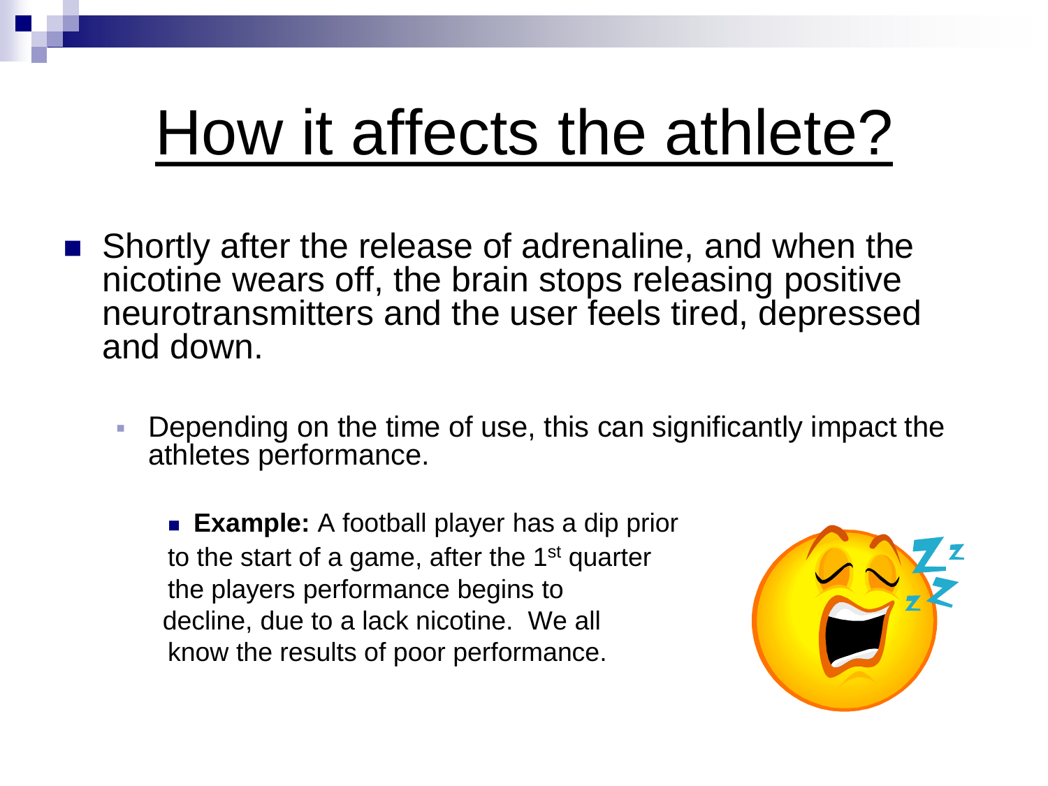# How it affects the athlete?

- Shortly after the release of adrenaline, and when the nicotine wears off, the brain stops releasing positive neurotransmitters and the user feels tired, depressed and down.
  - Depending on the time of use, this can significantly impact the athletes performance.
    - **Example:** A football player has a dip prior to the start of a game, after the 1st quarter the players performance begins to decline, due to a lack nicotine. We all know the results of poor performance.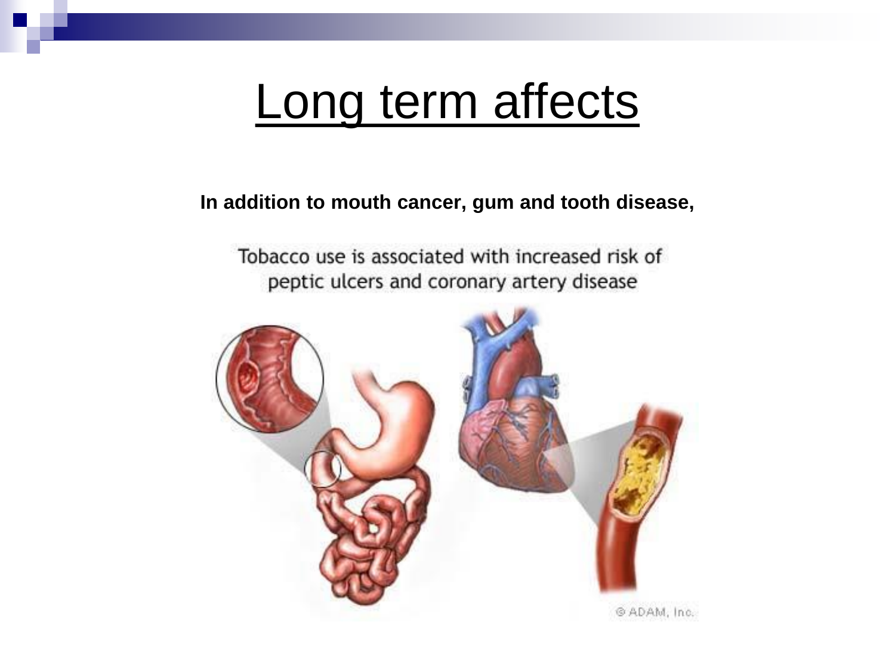# Long term affects

**In addition to mouth cancer, gum and tooth disease,**

Tobacco use is associated with increased risk of peptic ulcers and coronary artery disease

© ADAM, Inc.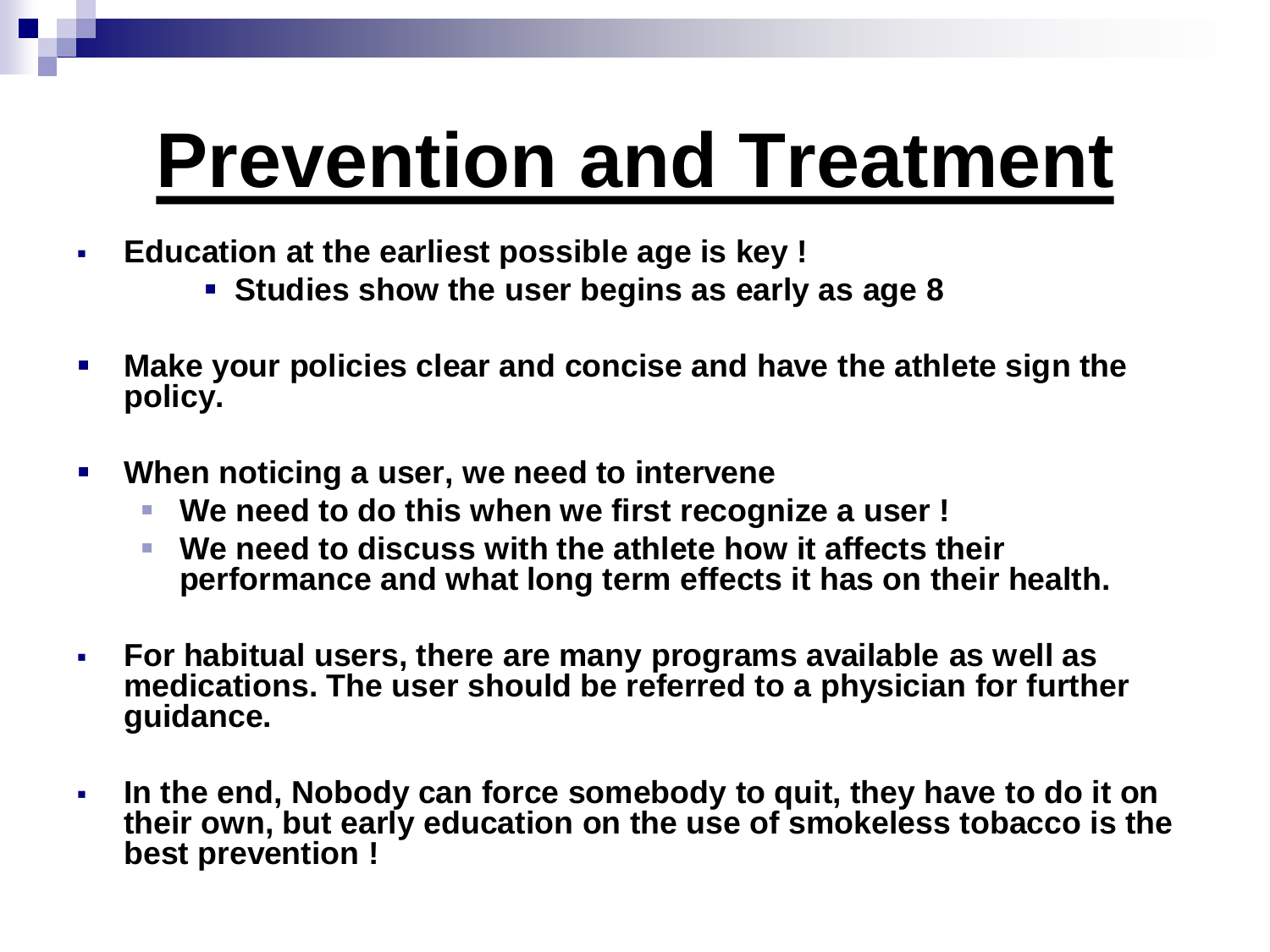# Prevention and Treatment

- **Education at the earliest possible age is key !**
    - **Studies show the user begins as early as age 8**
- **Make your policies clear and concise and have the athlete sign the policy.**
- **When noticing a user, we need to intervene**
    - **We need to do this when we first recognize a user !**
    - **We need to discuss with the athlete how it affects their performance and what long term effects it has on their health.**
- **For habitual users, there are many programs available as well as medications. The user should be referred to a physician for further guidance.**
- **In the end, Nobody can force somebody to quit, they have to do it on their own, but early education on the use of smokeless tobacco is the best prevention !**